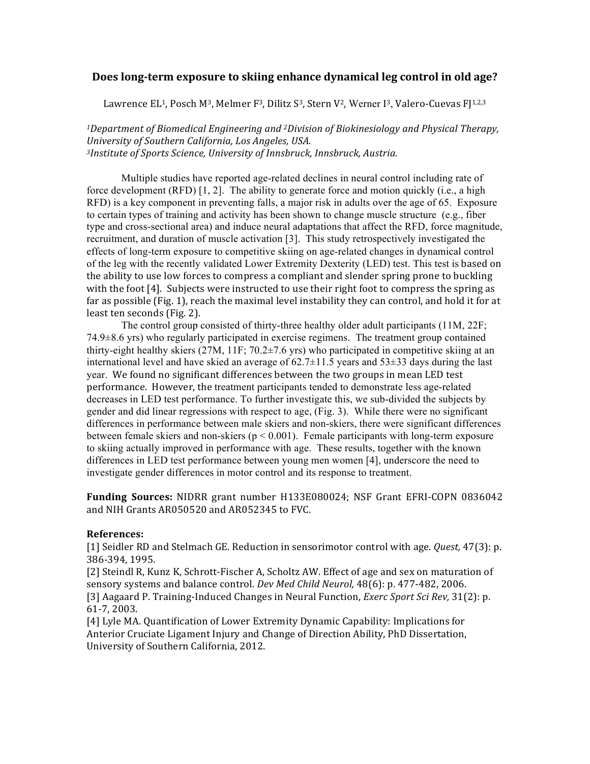# Does long-term exposure to skiing enhance dynamical leg control in old age?

Lawrence EL[1], Posch M[3], Melmer F[3], Dilitz S[3], Stern V[2], Werner I[3], Valero-Cuevas FJ[1,2,3]

*[1]Department of Biomedical Engineering and [2]Division of Biokinesiology and Physical Therapy, University of Southern California, Los Angeles, USA.*
*[3]Institute of Sports Science, University of Innsbruck, Innsbruck, Austria.*

Multiple studies have reported age-related declines in neural control including rate of force development (RFD) [1, 2]. The ability to generate force and motion quickly (i.e., a high RFD) is a key component in preventing falls, a major risk in adults over the age of 65. Exposure to certain types of training and activity has been shown to change muscle structure (e.g., fiber type and cross-sectional area) and induce neural adaptations that affect the RFD, force magnitude, recruitment, and duration of muscle activation [3]. This study retrospectively investigated the effects of long-term exposure to competitive skiing on age-related changes in dynamical control of the leg with the recently validated Lower Extremity Dexterity (LED) test. This test is based on the ability to use low forces to compress a compliant and slender spring prone to buckling with the foot [4]. Subjects were instructed to use their right foot to compress the spring as far as possible (Fig. 1), reach the maximal level instability they can control, and hold it for at least ten seconds (Fig. 2).

The control group consisted of thirty-three healthy older adult participants (11M, 22F; 74.9±8.6 yrs) who regularly participated in exercise regimens. The treatment group contained thirty-eight healthy skiers (27M, 11F; 70.2±7.6 yrs) who participated in competitive skiing at an international level and have skied an average of 62.7±11.5 years and 53±33 days during the last year. We found no significant differences between the two groups in mean LED test performance. However, the treatment participants tended to demonstrate less age-related decreases in LED test performance. To further investigate this, we sub-divided the subjects by gender and did linear regressions with respect to age, (Fig. 3). While there were no significant differences in performance between male skiers and non-skiers, there were significant differences between female skiers and non-skiers ($p < 0.001$). Female participants with long-term exposure to skiing actually improved in performance with age. These results, together with the known differences in LED test performance between young men women [4], underscore the need to investigate gender differences in motor control and its response to treatment.

**Funding Sources:** NIDRR grant number H133E080024; NSF Grant EFRI-COPN 0836042 and NIH Grants AR050520 and AR052345 to FVC.

**References:**

[1] Seidler RD and Stelmach GE. Reduction in sensorimotor control with age. *Quest,* 47(3): p. 386-394, 1995.

[2] Steindl R, Kunz K, Schrott-Fischer A, Scholtz AW. Effect of age and sex on maturation of sensory systems and balance control. *Dev Med Child Neurol,* 48(6): p. 477-482, 2006.

[3] Aagaard P. Training-Induced Changes in Neural Function, *Exerc Sport Sci Rev,* 31(2): p. 61-7, 2003.

[4] Lyle MA. Quantification of Lower Extremity Dynamic Capability: Implications for Anterior Cruciate Ligament Injury and Change of Direction Ability, PhD Dissertation, University of Southern California, 2012.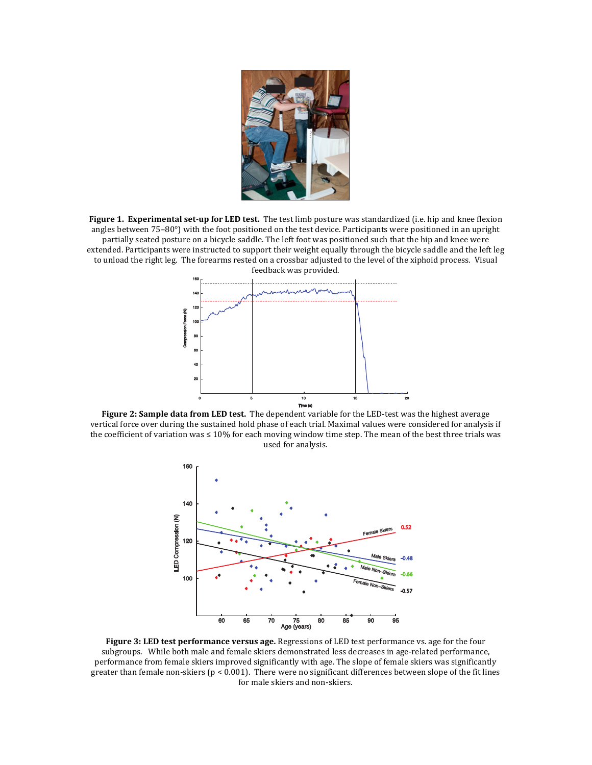**Figure 1. Experimental set-up for LED test.** The test limb posture was standardized (i.e. hip and knee flexion angles between 75–80°) with the foot positioned on the test device. Participants were positioned in an upright partially seated posture on a bicycle saddle. The left foot was positioned such that the hip and knee were extended. Participants were instructed to support their weight equally through the bicycle saddle and the left leg to unload the right leg. The forearms rested on a crossbar adjusted to the level of the xiphoid process. Visual feedback was provided.

Compression Force (N)

160
140
120
100
80
60
40
20

0
5
10
15
20

Time (s)

**Figure 2: Sample data from LED test.** The dependent variable for the LED-test was the highest average vertical force over during the sustained hold phase of each trial. Maximal values were considered for analysis if the coefficient of variation was ≤ 10% for each moving window time step. The mean of the best three trials was used for analysis.

LED Compression (N)

160
140
120
100

60
65
70
75
80
85
90
95

Age (years)

Female Skiers 0.52

Male Skiers -0.48

Male Non-Skiers -0.66

Female Non-Skiers -0.57

**Figure 3: LED test performance versus age.** Regressions of LED test performance vs. age for the four subgroups. While both male and female skiers demonstrated less decreases in age-related performance, performance from female skiers improved significantly with age. The slope of female skiers was significantly greater than female non-skiers ($p < 0.001$). There were no significant differences between slope of the fit lines for male skiers and non-skiers.